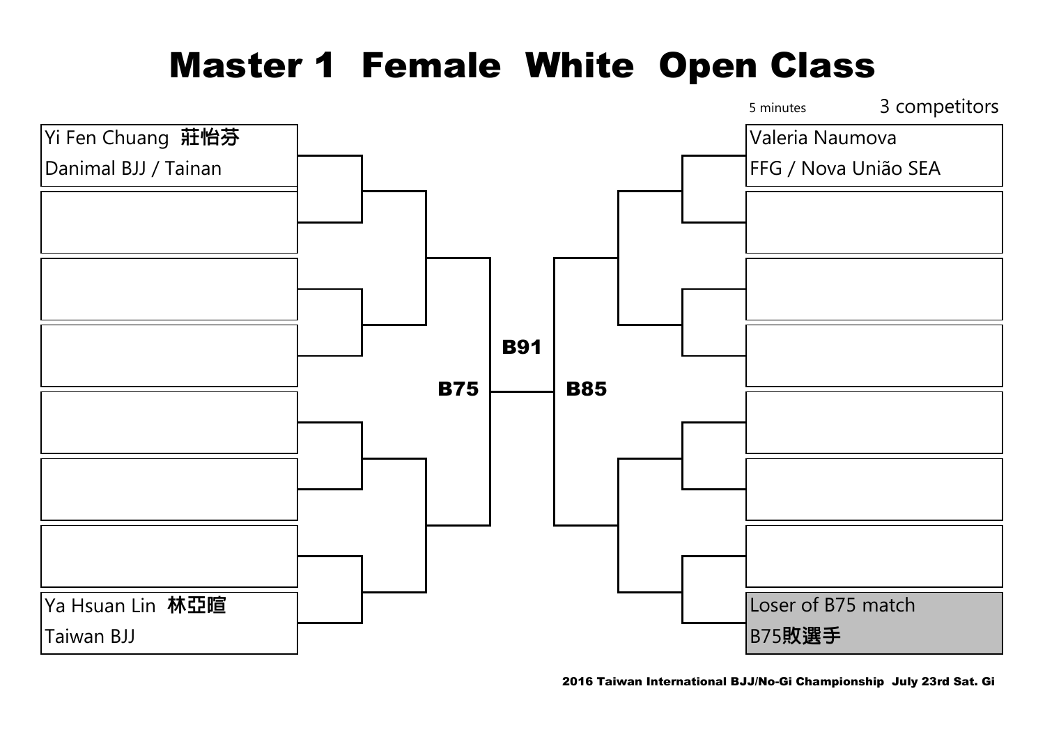# Master 1 Female White Open Class

5 minutes

3 competitors

Yi Fen Chuang 莊怡芬
Danimal BJJ / Tainan

Ya Hsuan Lin 林亞暄
Taiwan BJJ

B75

B91

B85

Valeria Naumova
FFG / Nova União SEA

Loser of B75 match
B75敗選手

2016 Taiwan International BJJ/No-Gi Championship July 23rd Sat. Gi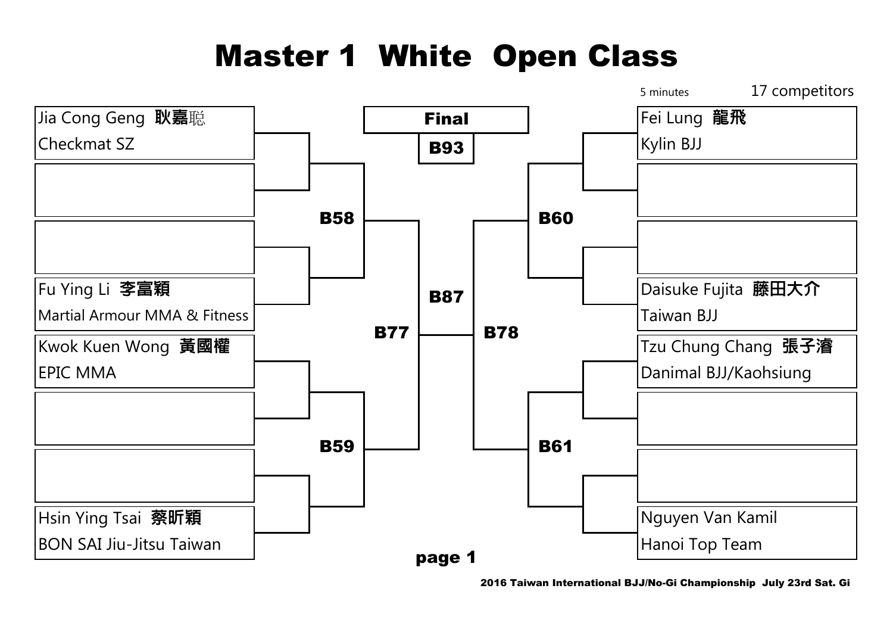# Master 1 White Open Class

5 minutes

17 competitors

| Left bracket | | Match |
|---|---|---|
| Jia Cong Geng 耿嘉聡 / Checkmat SZ | | B58 |
| | | B58 |
| | | B58 |
| Fu Ying Li 李富穎 / Martial Armour MMA & Fitness | | B58 |
| Kwok Kuen Wong 黃國權 / EPIC MMA | | B59 |
| | | B59 |
| | | B59 |
| Hsin Ying Tsai 蔡昕穎 / BON SAI Jiu-Jitsu Taiwan | | B59 |

| Right bracket | | Match |
|---|---|---|
| Fei Lung 龍飛 / Kylin BJJ | | B60 |
| | | B60 |
| | | B60 |
| Daisuke Fujita 藤田大介 / Taiwan BJJ | | B60 |
| Tzu Chung Chang 張子濬 / Danimal BJJ/Kaohsiung | | B61 |
| | | B61 |
| | | B61 |
| Nguyen Van Kamil / Hanoi Top Team | | B61 |

B58 / B59 → B77

B60 / B61 → B78

B77 / B78 → B87

**Final**

**B93**

page 1

2016 Taiwan International BJJ/No-Gi Championship July 23rd Sat. Gi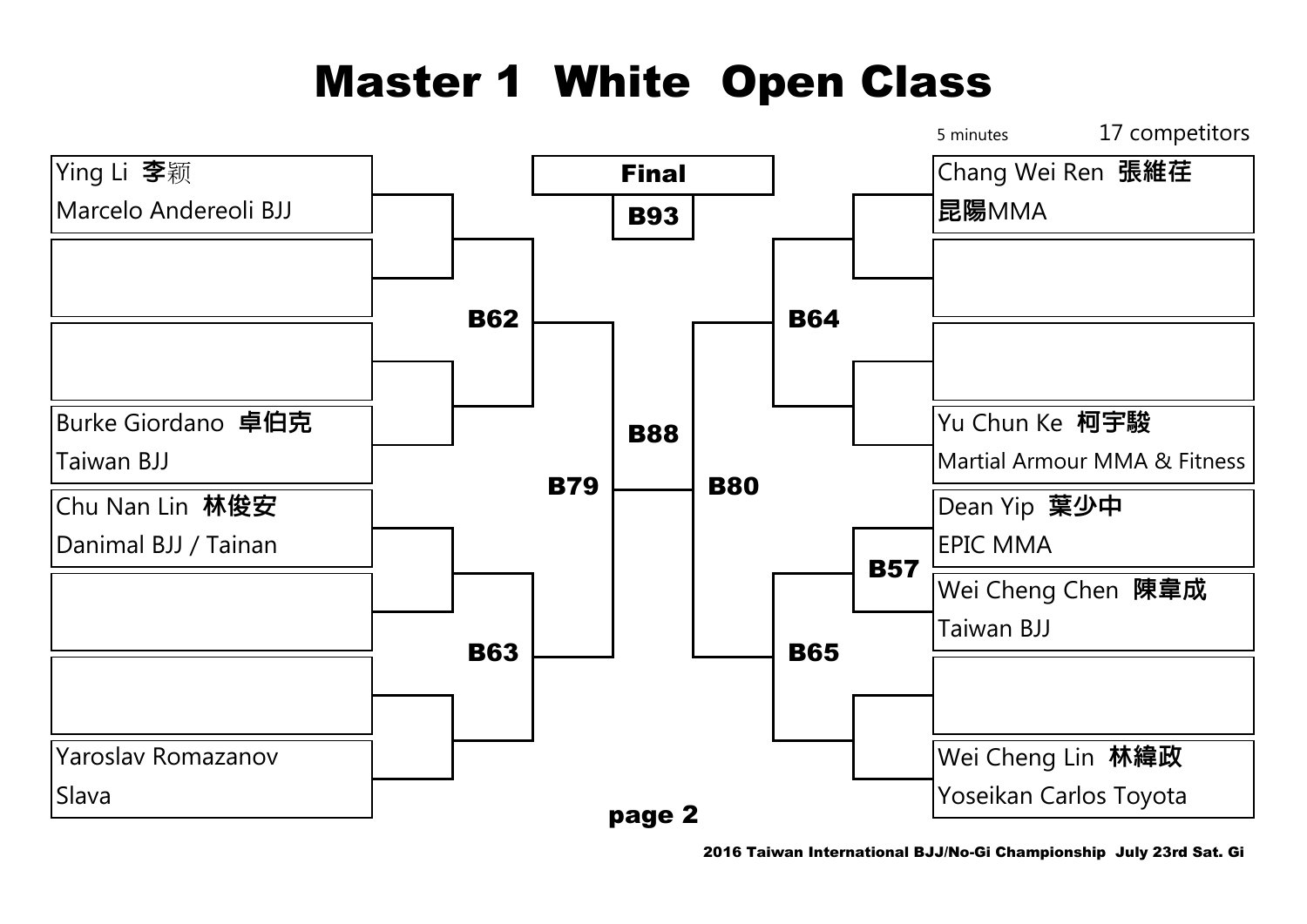# Master 1 White Open Class

5 minutes

17 competitors

Ying Li 李颖
Marcelo Andereoli BJJ

Burke Giordano 卓伯克
Taiwan BJJ

B62

Chu Nan Lin 林俊安
Danimal BJJ / Tainan

Yaroslav Romazanov
Slava

B63

B79

Final

B93

B88

B80

Chang Wei Ren 張維荏
昆陽MMA

Yu Chun Ke 柯宇駿
Martial Armour MMA & Fitness

B64

Dean Yip 葉少中
EPIC MMA

B57

Wei Cheng Chen 陳韋成
Taiwan BJJ

Wei Cheng Lin 林緯政
Yoseikan Carlos Toyota

B65

page 2

2016 Taiwan International BJJ/No-Gi Championship July 23rd Sat. Gi